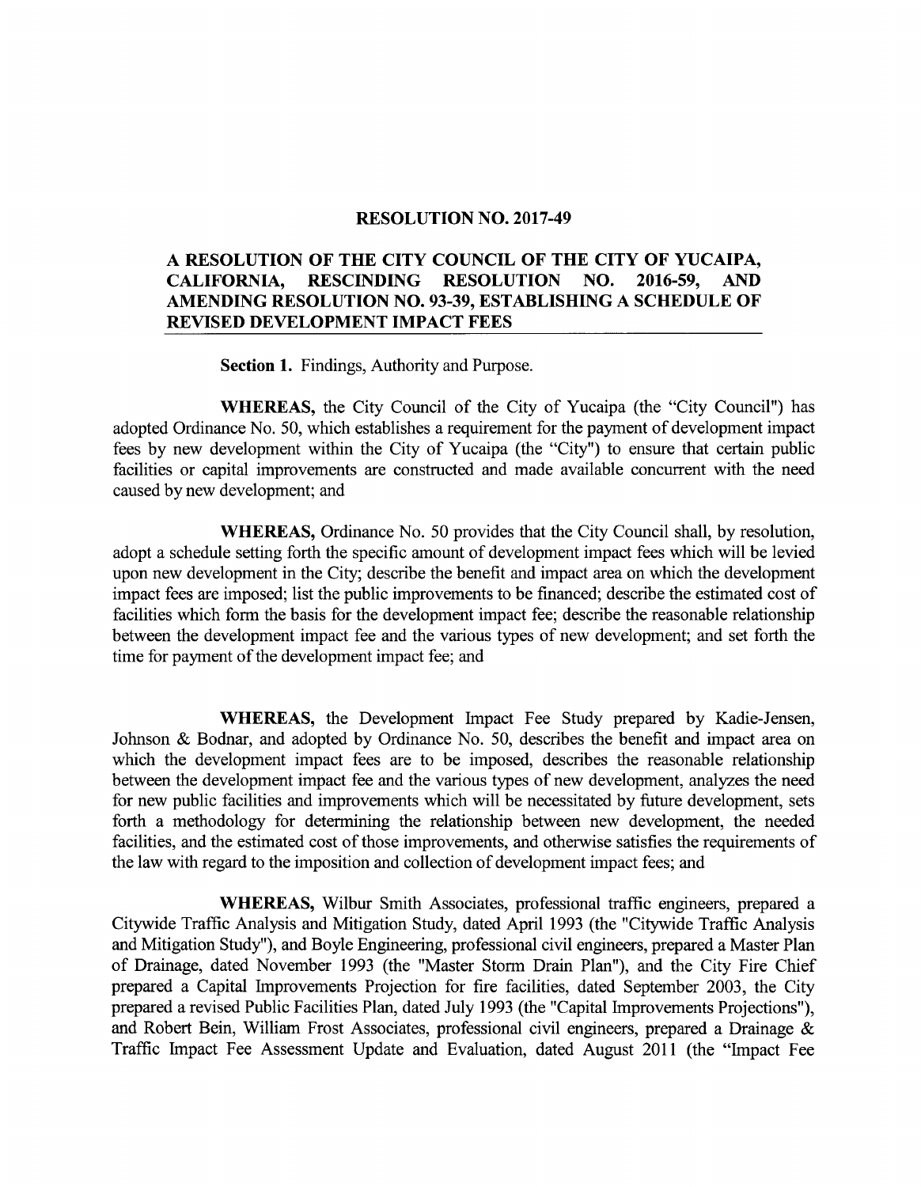# RESOLUTION NO. 2017-49

## A RESOLUTION OF THE CITY COUNCIL OF THE CITY OF YUCAIPA, CALIFORNIA, RESCINDING RESOLUTION NO. 2016-59, AND AMENDING RESOLUTION NO. 93-39, ESTABLISHING A SCHEDULE OF REVISED DEVELOPMENT IMPACT FEES

**Section 1.** Findings, Authority and Purpose.

**WHEREAS,** the City Council of the City of Yucaipa (the "City Council") has adopted Ordinance No. 50, which establishes a requirement for the payment of development impact fees by new development within the City of Yucaipa (the "City") to ensure that certain public facilities or capital improvements are constructed and made available concurrent with the need caused by new development; and

**WHEREAS,** Ordinance No. 50 provides that the City Council shall, by resolution, adopt a schedule setting forth the specific amount of development impact fees which will be levied upon new development in the City; describe the benefit and impact area on which the development impact fees are imposed; list the public improvements to be financed; describe the estimated cost of facilities which form the basis for the development impact fee; describe the reasonable relationship between the development impact fee and the various types of new development; and set forth the time for payment of the development impact fee; and

**WHEREAS,** the Development Impact Fee Study prepared by Kadie-Jensen, Johnson & Bodnar, and adopted by Ordinance No. 50, describes the benefit and impact area on which the development impact fees are to be imposed, describes the reasonable relationship between the development impact fee and the various types of new development, analyzes the need for new public facilities and improvements which will be necessitated by future development, sets forth a methodology for determining the relationship between new development, the needed facilities, and the estimated cost of those improvements, and otherwise satisfies the requirements of the law with regard to the imposition and collection of development impact fees; and

**WHEREAS,** Wilbur Smith Associates, professional traffic engineers, prepared a Citywide Traffic Analysis and Mitigation Study, dated April 1993 (the "Citywide Traffic Analysis and Mitigation Study"), and Boyle Engineering, professional civil engineers, prepared a Master Plan of Drainage, dated November 1993 (the "Master Storm Drain Plan"), and the City Fire Chief prepared a Capital Improvements Projection for fire facilities, dated September 2003, the City prepared a revised Public Facilities Plan, dated July 1993 (the "Capital Improvements Projections"), and Robert Bein, William Frost Associates, professional civil engineers, prepared a Drainage & Traffic Impact Fee Assessment Update and Evaluation, dated August 2011 (the "Impact Fee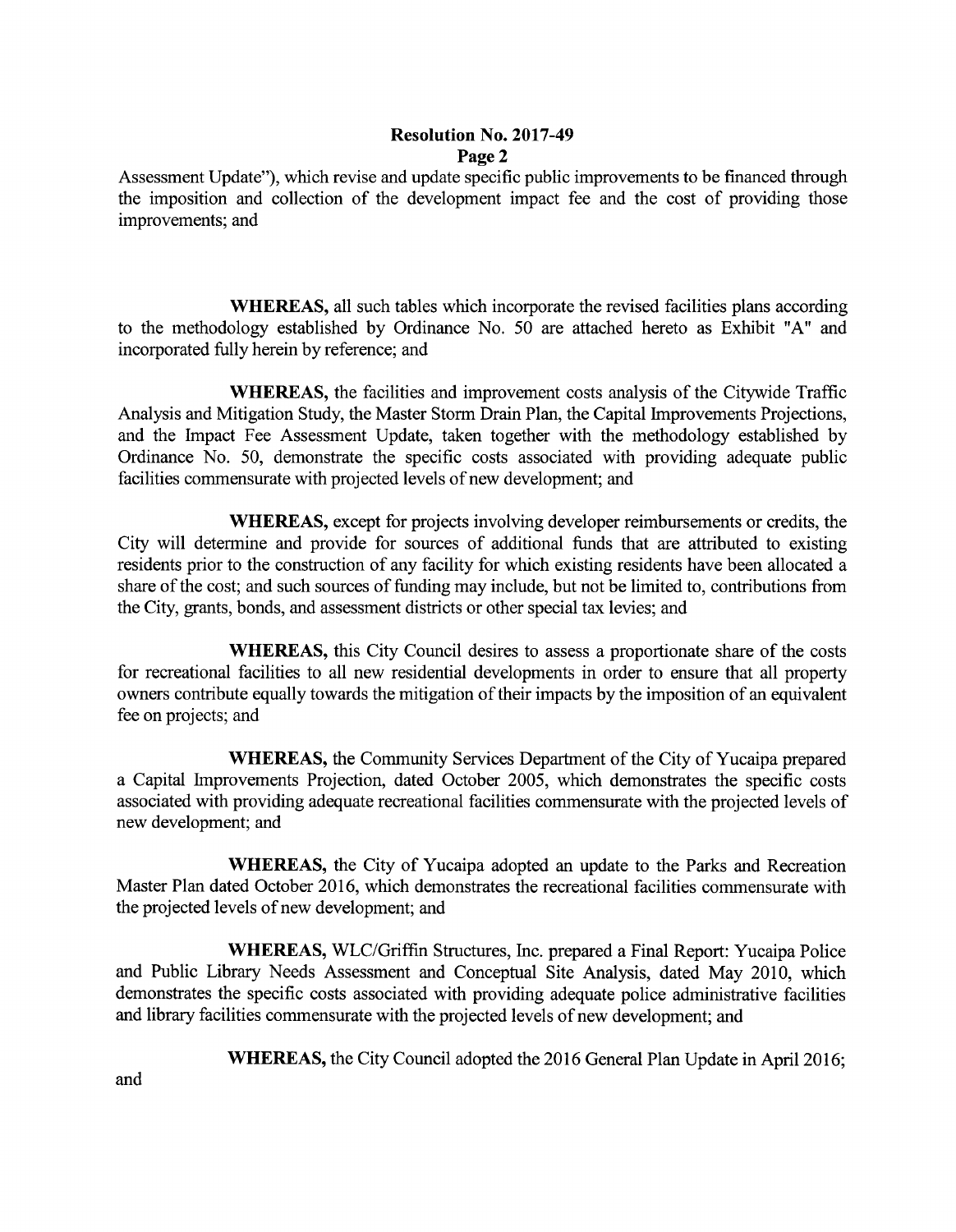Assessment Update"), which revise and update specific public improvements to be financed through the imposition and collection of the development impact fee and the cost of providing those improvements; and

**WHEREAS,** all such tables which incorporate the revised facilities plans according to the methodology established by Ordinance No. 50 are attached hereto as Exhibit "A" and incorporated fully herein by reference; and

**WHEREAS,** the facilities and improvement costs analysis of the Citywide Traffic Analysis and Mitigation Study, the Master Storm Drain Plan, the Capital Improvements Projections, and the Impact Fee Assessment Update, taken together with the methodology established by Ordinance No. 50, demonstrate the specific costs associated with providing adequate public facilities commensurate with projected levels of new development; and

**WHEREAS,** except for projects involving developer reimbursements or credits, the City will determine and provide for sources of additional funds that are attributed to existing residents prior to the construction of any facility for which existing residents have been allocated a share of the cost; and such sources of funding may include, but not be limited to, contributions from the City, grants, bonds, and assessment districts or other special tax levies; and

**WHEREAS,** this City Council desires to assess a proportionate share of the costs for recreational facilities to all new residential developments in order to ensure that all property owners contribute equally towards the mitigation of their impacts by the imposition of an equivalent fee on projects; and

**WHEREAS,** the Community Services Department of the City of Yucaipa prepared a Capital Improvements Projection, dated October 2005, which demonstrates the specific costs associated with providing adequate recreational facilities commensurate with the projected levels of new development; and

**WHEREAS,** the City of Yucaipa adopted an update to the Parks and Recreation Master Plan dated October 2016, which demonstrates the recreational facilities commensurate with the projected levels of new development; and

**WHEREAS,** WLC/Griffin Structures, Inc. prepared a Final Report: Yucaipa Police and Public Library Needs Assessment and Conceptual Site Analysis, dated May 2010, which demonstrates the specific costs associated with providing adequate police administrative facilities and library facilities commensurate with the projected levels of new development; and

**WHEREAS,** the City Council adopted the 2016 General Plan Update in April 2016; and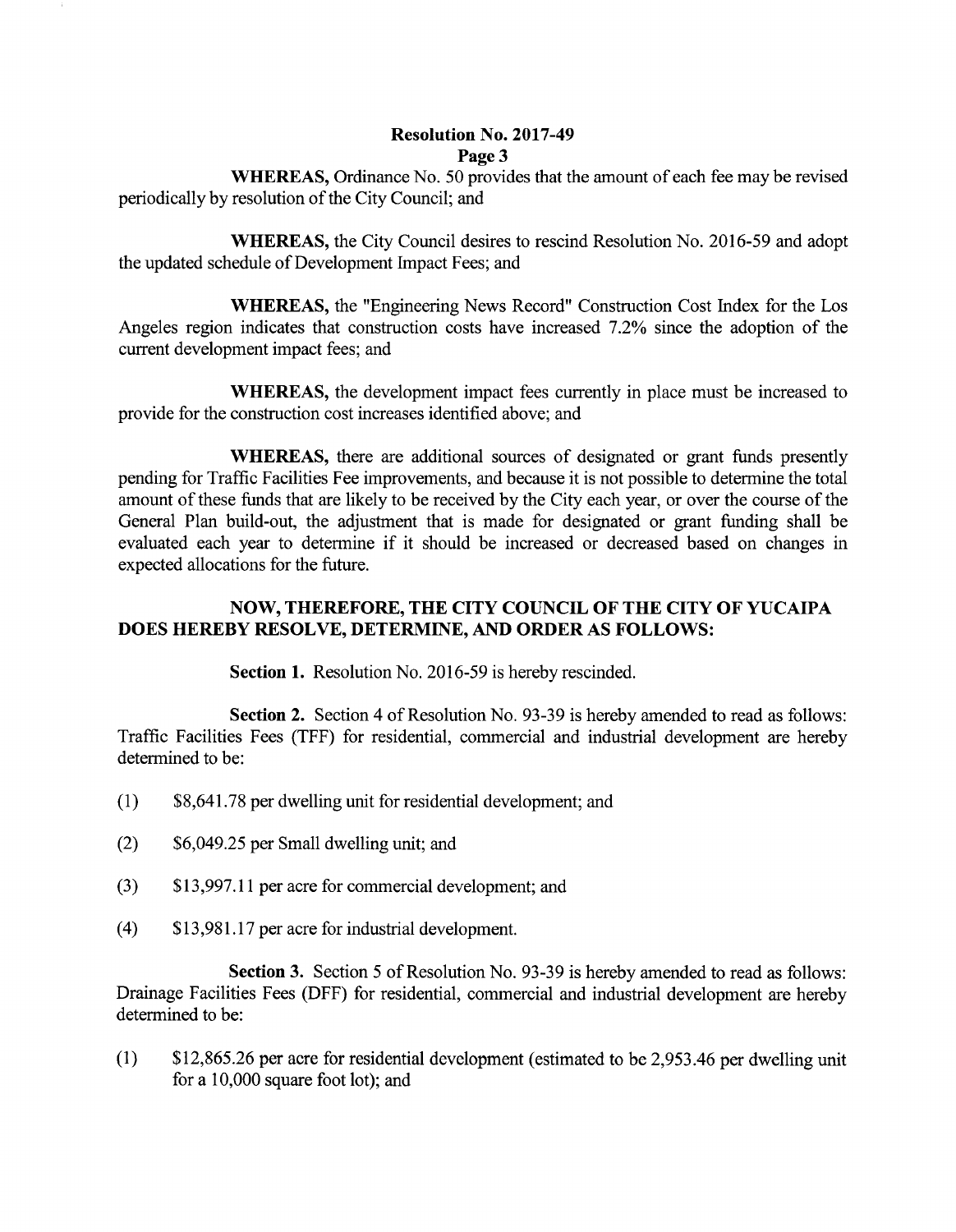**WHEREAS,** Ordinance No. 50 provides that the amount of each fee may be revised periodically by resolution of the City Council; and

**WHEREAS,** the City Council desires to rescind Resolution No. 2016-59 and adopt the updated schedule of Development Impact Fees; and

**WHEREAS,** the "Engineering News Record" Construction Cost Index for the Los Angeles region indicates that construction costs have increased 7.2% since the adoption of the current development impact fees; and

**WHEREAS,** the development impact fees currently in place must be increased to provide for the construction cost increases identified above; and

**WHEREAS,** there are additional sources of designated or grant funds presently pending for Traffic Facilities Fee improvements, and because it is not possible to determine the total amount of these funds that are likely to be received by the City each year, or over the course of the General Plan build-out, the adjustment that is made for designated or grant funding shall be evaluated each year to determine if it should be increased or decreased based on changes in expected allocations for the future.

**NOW, THEREFORE, THE CITY COUNCIL OF THE CITY OF YUCAIPA DOES HEREBY RESOLVE, DETERMINE, AND ORDER AS FOLLOWS:**

**Section 1.** Resolution No. 2016-59 is hereby rescinded.

**Section 2.** Section 4 of Resolution No. 93-39 is hereby amended to read as follows: Traffic Facilities Fees (TFF) for residential, commercial and industrial development are hereby determined to be:

(1) $8,641.78 per dwelling unit for residential development; and

(2) $6,049.25 per Small dwelling unit; and

(3) $13,997.11 per acre for commercial development; and

(4) $13,981.17 per acre for industrial development.

**Section 3.** Section 5 of Resolution No. 93-39 is hereby amended to read as follows: Drainage Facilities Fees (DFF) for residential, commercial and industrial development are hereby determined to be:

(1) $12,865.26 per acre for residential development (estimated to be 2,953.46 per dwelling unit for a 10,000 square foot lot); and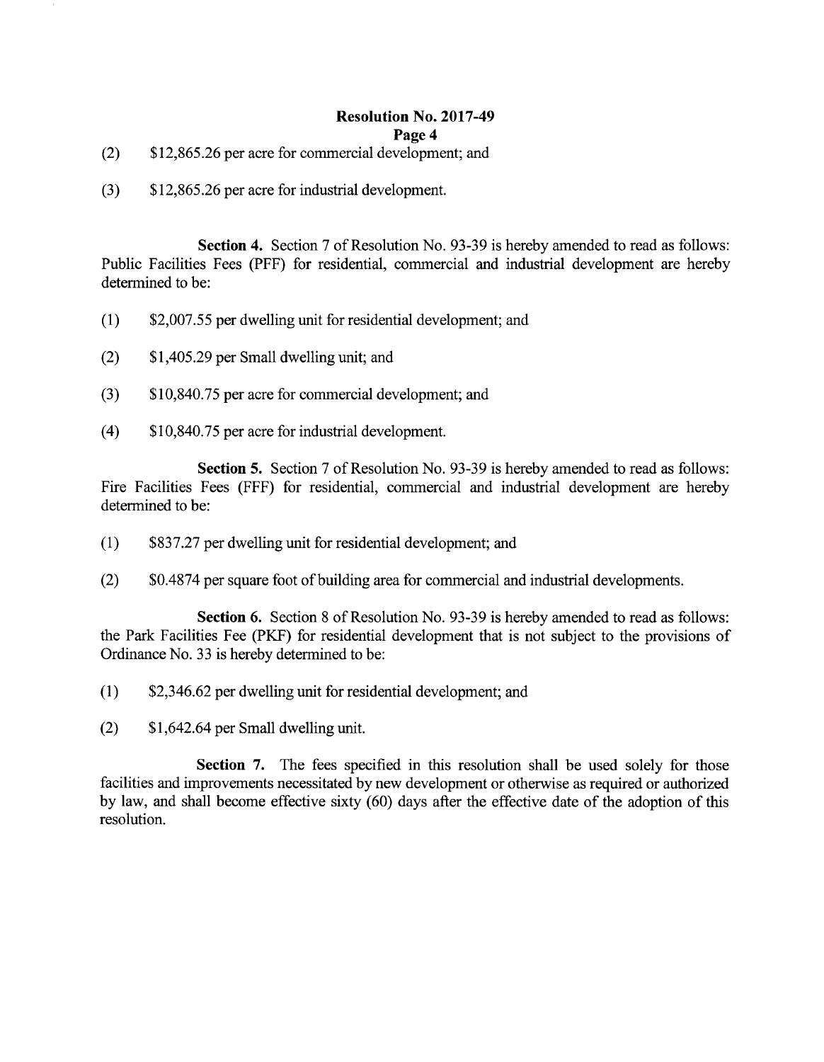(2) $12,865.26 per acre for commercial development; and

(3) $12,865.26 per acre for industrial development.

**Section 4.** Section 7 of Resolution No. 93-39 is hereby amended to read as follows: Public Facilities Fees (PFF) for residential, commercial and industrial development are hereby determined to be:

(1) $2,007.55 per dwelling unit for residential development; and

(2) $1,405.29 per Small dwelling unit; and

(3) $10,840.75 per acre for commercial development; and

(4) $10,840.75 per acre for industrial development.

**Section 5.** Section 7 of Resolution No. 93-39 is hereby amended to read as follows: Fire Facilities Fees (FFF) for residential, commercial and industrial development are hereby determined to be:

(1) $837.27 per dwelling unit for residential development; and

(2) $0.4874 per square foot of building area for commercial and industrial developments.

**Section 6.** Section 8 of Resolution No. 93-39 is hereby amended to read as follows: the Park Facilities Fee (PKF) for residential development that is not subject to the provisions of Ordinance No. 33 is hereby determined to be:

(1) $2,346.62 per dwelling unit for residential development; and

(2) $1,642.64 per Small dwelling unit.

**Section 7.** The fees specified in this resolution shall be used solely for those facilities and improvements necessitated by new development or otherwise as required or authorized by law, and shall become effective sixty (60) days after the effective date of the adoption of this resolution.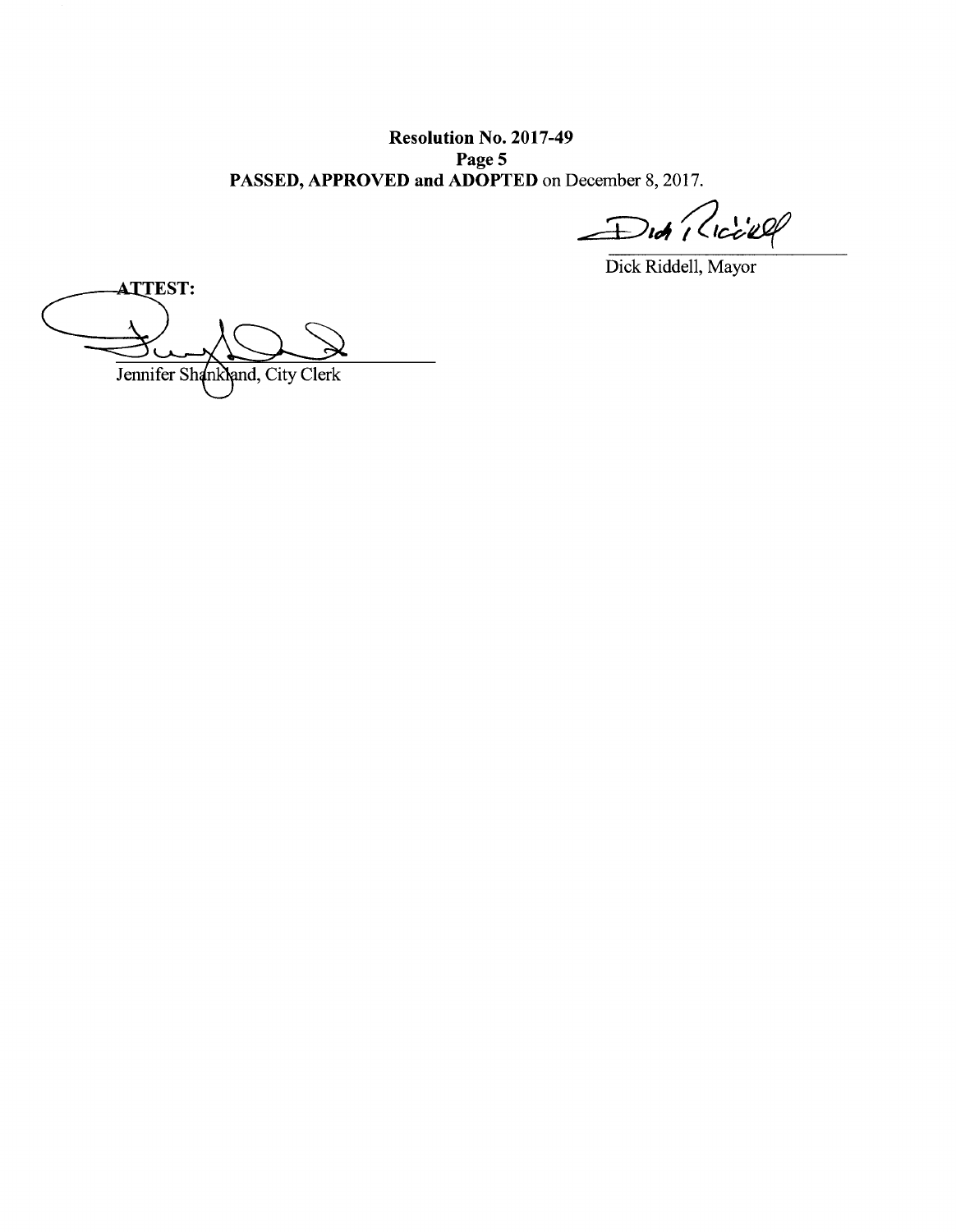**Resolution No. 2017-49**
**Page 5**
**PASSED, APPROVED and ADOPTED** on December 8, 2017.

Dick Riddell, Mayor

**ATTEST:**

Jennifer Shankland, City Clerk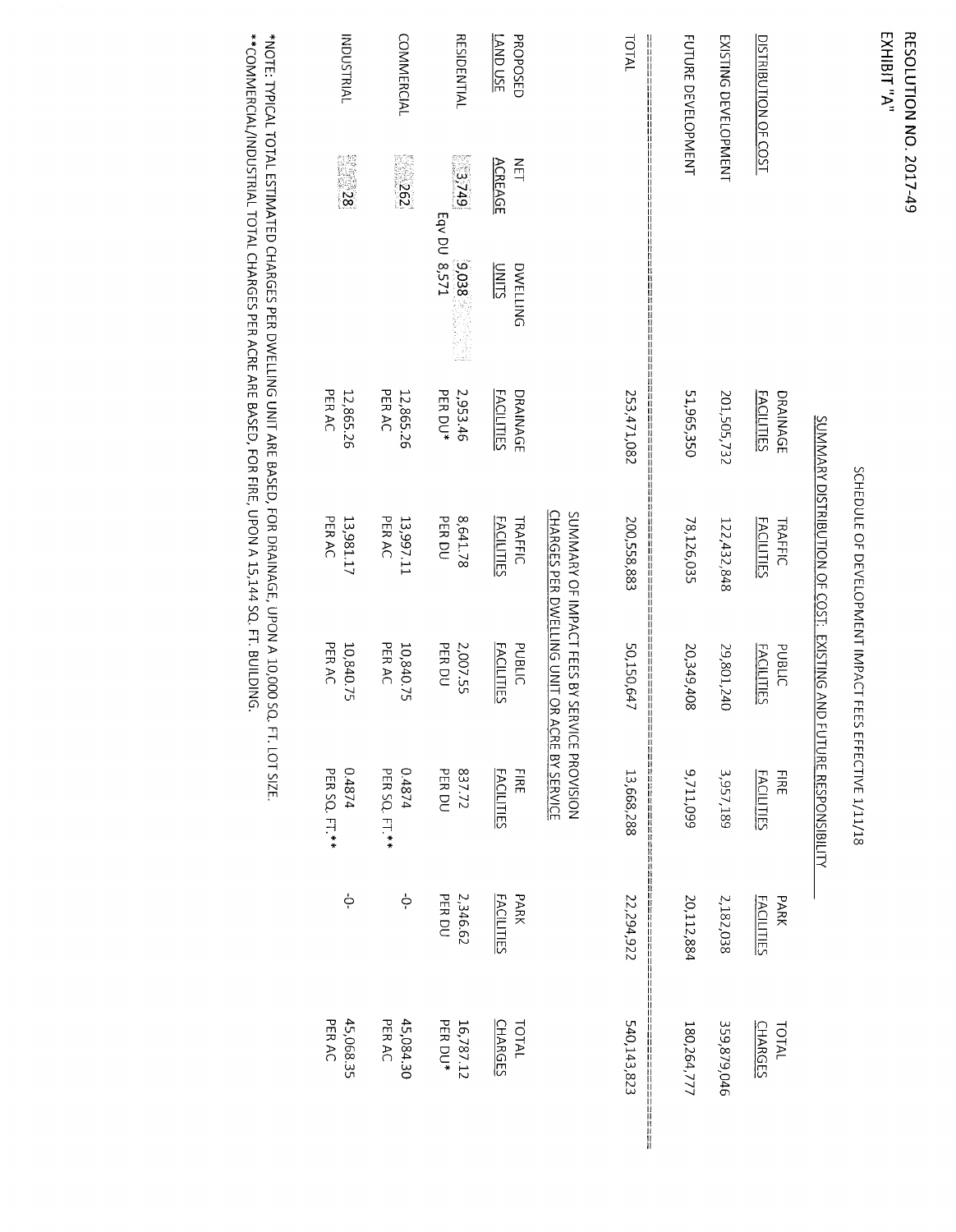# RESOLUTION NO. 2017-49
# EXHIBIT "A"

## SCHEDULE OF DEVELOPMENT IMPACT FEES EFFECTIVE 1/11/18

### SUMMARY DISTRIBUTION OF COST: EXISTING AND FUTURE RESPONSIBILITY

| DISTRIBUTION OF COST | DRAINAGE FACILITIES | TRAFFIC FACILITIES | PUBLIC FACILITIES | FIRE FACILITIES | PARK FACILITIES | TOTAL CHARGES |
|---|---|---|---|---|---|---|
| EXISTING DEVELOPMENT | 201,505,732 | 122,432,848 | 29,801,240 | 3,957,189 | 2,182,038 | 359,879,046 |
| FUTURE DEVELOPMENT | 51,965,350 | 78,126,035 | 20,349,408 | 9,711,099 | 20,112,884 | 180,264,777 |
| TOTAL | 253,471,082 | 200,558,883 | 50,150,647 | 13,668,288 | 22,294,922 | 540,143,823 |

### SUMMARY OF IMPACT FEES BY SERVICE PROVISION
### CHARGES PER DWELLING UNIT OR ACRE BY SERVICE

| PROPOSED LAND USE | NET ACREAGE | DWELLING UNITS | DRAINAGE FACILITIES | TRAFFIC FACILITIES | PUBLIC FACILITIES | FIRE FACILITIES | PARK FACILITIES | TOTAL CHARGES |
|---|---|---|---|---|---|---|---|---|
| RESIDENTIAL | 3,749 | 9,038<br>Eqv DU 8,571 | 2,953.46<br>PER DU* | 8,641.78<br>PER DU | 2,007.55<br>PER DU | 837.72<br>PER DU | 2,346.62<br>PER DU | 16,787.12<br>PER DU* |
| COMMERCIAL | 262 | | 12,865.26<br>PER AC | 13,997.11<br>PER AC | 10,840.75<br>PER AC | 0.4874<br>PER SQ. FT.** | -0- | 45,084.30<br>PER AC |
| INDUSTRIAL | 28 | | 12,865.26<br>PER AC | 13,981.17<br>PER AC | 10,840.75<br>PER AC | 0.4874<br>PER SQ. FT.** | -0- | 45,068.35<br>PER AC |

*NOTE: TYPICAL TOTAL ESTIMATED CHARGES PER DWELLING UNIT ARE BASED, FOR DRAINAGE, UPON A 10,000 SQ. FT. LOT SIZE.
**COMMERCIAL/INDUSTRIAL TOTAL CHARGES PER ACRE ARE BASED, FOR FIRE, UPON A 15,144 SQ. FT. BUILDING.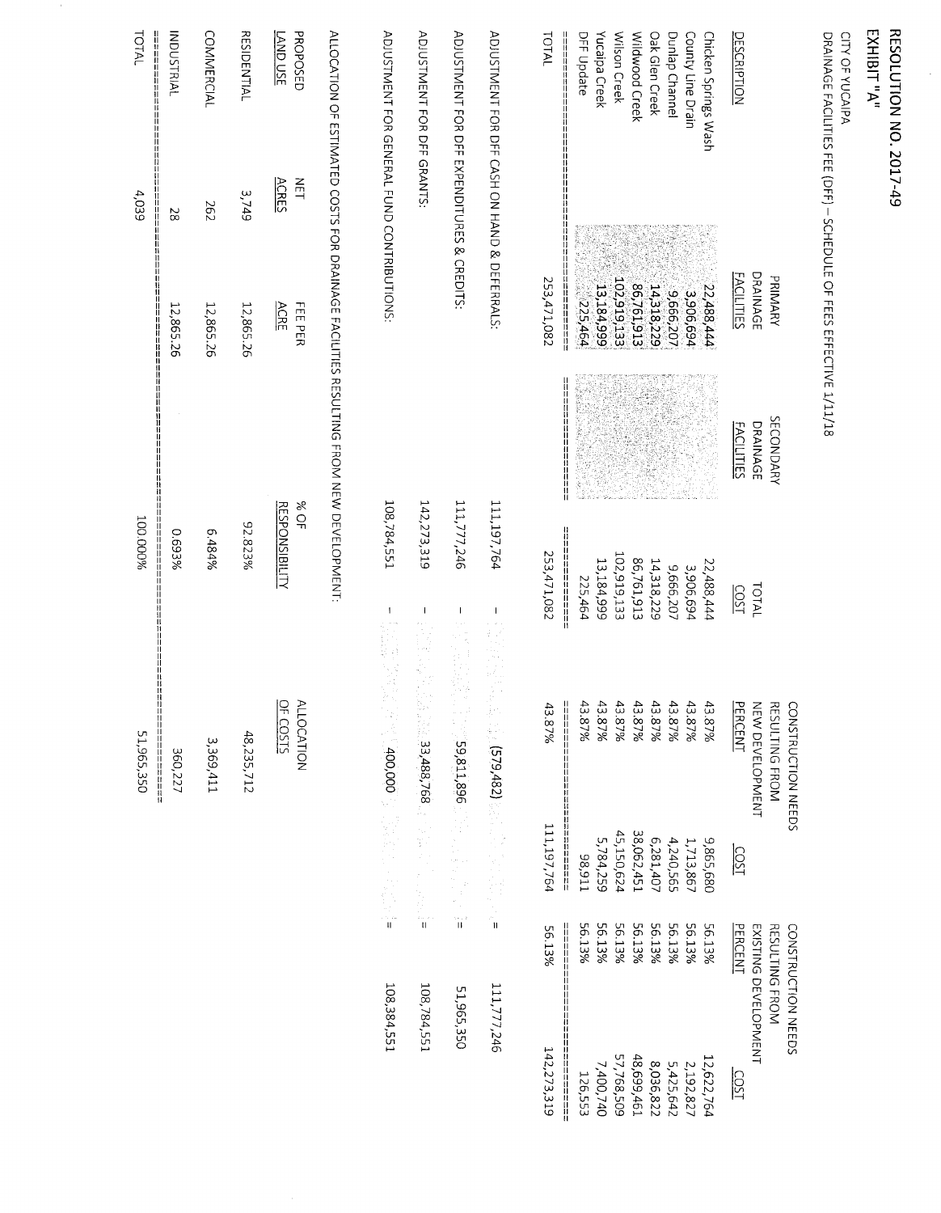# RESOLUTION NO. 2017-49

## EXHIBIT "A"

CITY OF YUCAIPA

DRAINAGE FACILITIES FEE (DFF) – SCHEDULE OF FEES EFFECTIVE 1/11/18

| DESCRIPTION | PRIMARY DRAINAGE FACILITIES | SECONDARY DRAINAGE FACILITIES | TOTAL COST | CONSTRUCTION NEEDS RESULTING FROM NEW DEVELOPMENT PERCENT | COST | CONSTRUCTION NEEDS RESULTING FROM EXISTING DEVELOPMENT PERCENT | COST |
|---|---|---|---|---|---|---|---|
| Chicken Springs Wash | 22,488,444 | | 22,488,444 | 43.87% | 9,865,680 | 56.13% | 12,622,764 |
| County Line Drain | 3,906,694 | | 3,906,694 | 43.87% | 1,713,867 | 56.13% | 2,192,827 |
| Dunlap Channel | 9,666,207 | | 9,666,207 | 43.87% | 4,240,565 | 56.13% | 5,425,642 |
| Oak Glen Creek | 14,318,229 | | 14,318,229 | 43.87% | 6,281,407 | 56.13% | 8,036,822 |
| Wildwood Creek | 86,761,913 | | 86,761,913 | 43.87% | 38,062,451 | 56.13% | 48,699,461 |
| Wilson Creek | 102,919,133 | | 102,919,133 | 43.87% | 45,150,624 | 56.13% | 57,768,509 |
| Yucaipa Creek | 13,184,999 | | 13,184,999 | 43.87% | 5,784,259 | 56.13% | 7,400,740 |
| DFF Update | 225,464 | | 225,464 | 43.87% | 98,911 | 56.13% | 126,553 |
| TOTAL | 253,471,082 | | 253,471,082 | 43.87% | 111,197,764 | 56.13% | 142,273,319 |

| | | | | | |
|---|---|---|---|---|---|
| ADJUSTMENT FOR DFF CASH ON HAND & DEFERRALS: | 111,197,764 | - | (579,482) | = | 111,777,246 |
| ADJUSTMENT FOR DFF EXPENDITURES & CREDITS: | 111,777,246 | - | 59,811,896 | = | 51,965,350 |
| ADJUSTMENT FOR DFF GRANTS: | 142,273,319 | - | 33,488,768 | = | 108,784,551 |
| ADJUSTMENT FOR GENERAL FUND CONTRIBUTIONS: | 108,784,551 | - | 400,000 | = | 108,384,551 |

ALLOCATION OF ESTIMATED COSTS FOR DRAINAGE FACILITIES RESULTING FROM NEW DEVELOPMENT:

| PROPOSED LAND USE | NET ACRES | FEE PER ACRE | % OF RESPONSIBILITY | ALLOCATION OF COSTS |
|---|---|---|---|---|
| RESIDENTIAL | 3,749 | 12,865.26 | 92.823% | 48,235,712 |
| COMMERCIAL | 262 | 12,865.26 | 6.484% | 3,369,411 |
| INDUSTRIAL | 28 | 12,865.26 | 0.693% | 360,227 |
| TOTAL | 4,039 | | 100.000% | 51,965,350 |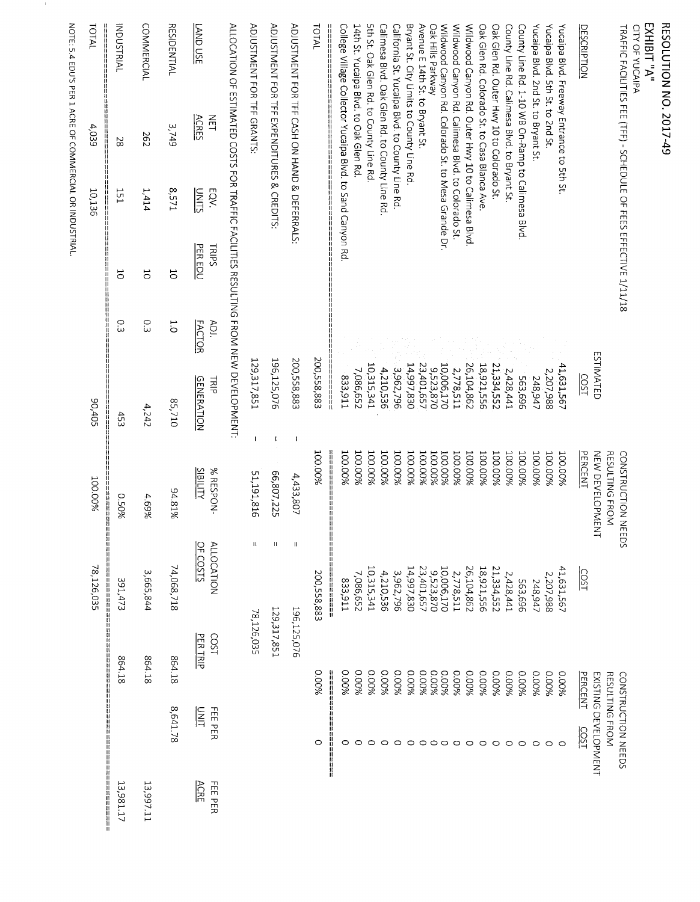# RESOLUTION NO. 2017-49

## EXHIBIT "A"

CITY OF YUCAIPA

TRAFFIC FACILITIES FEE (TFF) - SCHEDULE OF FEES EFFECTIVE 1/11/18

| DESCRIPTION | ESTIMATED COST | CONSTRUCTION NEEDS RESULTING FROM NEW DEVELOPMENT PERCENT | COST | CONSTRUCTION NEEDS RESULTING FROM EXISTING DEVELOPMENT PERCENT | COST |
|---|---|---|---|---|---|
| Yucaipa Blvd. Freeway Entrance to 5th St. | 41,631,567 | 100.00% | 41,631,567 | 0.00% | 0 |
| Yucaipa Blvd. 5th St. to 2nd St. | 2,207,988 | 100.00% | 2,207,988 | 0.00% | 0 |
| Yucaipa Blvd. 2nd St. to Bryant St. | 248,947 | 100.00% | 248,947 | 0.00% | 0 |
| County Line Rd. 1-10 WB On-Ramp to Calimesa Blvd. | 563,696 | 100.00% | 563,696 | 0.00% | 0 |
| County Line Rd. Calimesa Blvd. to Bryant St. | 2,428,441 | 100.00% | 2,428,441 | 0.00% | 0 |
| Oak Glen Rd. Outer Hwy 10 to Colorado St. | 21,334,552 | 100.00% | 21,334,552 | 0.00% | 0 |
| Oak Glen Rd. Colorado St. to Casa Blanca Ave. | 18,921,556 | 100.00% | 18,921,556 | 0.00% | 0 |
| Wildwood Canyon Rd. Outer Hwy 10 to Calimesa Blvd. | 26,104,862 | 100.00% | 26,104,862 | 0.00% | 0 |
| Wildwood Canyon Rd. Calimesa Blvd. to Colorado St. | 2,778,511 | 100.00% | 2,778,511 | 0.00% | 0 |
| Wildwood Canyon Rd. Colorado St. to Mesa Grande Dr. | 10,006,170 | 100.00% | 10,006,170 | 0.00% | 0 |
| Oak Hills Parkway | 9,523,870 | 100.00% | 9,523,870 | 0.00% | 0 |
| Avenue E 14th St. to Bryant St. | 23,401,657 | 100.00% | 23,401,657 | 0.00% | 0 |
| Bryant St. City Limits to County Line Rd. | 14,997,830 | 100.00% | 14,997,830 | 0.00% | 0 |
| California St. Yucaipa Blvd. to County Line Rd. | 3,962,796 | 100.00% | 3,962,796 | 0.00% | 0 |
| Calimesa Blvd. Oak Glen Rd. to County Line Rd. | 4,210,536 | 100.00% | 4,210,536 | 0.00% | 0 |
| 5th St. Oak Glen Rd. to County Line Rd. | 10,315,341 | 100.00% | 10,315,341 | 0.00% | 0 |
| 14th St. Yucaipa Blvd. to Oak Glen Rd. | 7,086,652 | 100.00% | 7,086,652 | 0.00% | 0 |
| College Village Collector Yucaipa Blvd. to Sand Canyon Rd. | 833,911 | 100.00% | 833,911 | 0.00% | 0 |
| TOTAL | 200,558,883 | 100.00% | 200,558,883 | 0.00% | 0 |

ADJUSTMENT FOR TFF CASH ON HAND & DEFERRALS: 200,558,883 − 4,433,807 = 196,125,076

ADJUSTMENT FOR TFF EXPENDITURES & CREDITS: 196,125,076 − 66,807,225 = 129,317,851

ADJUSTMENT FOR TFF GRANTS: 129,317,851 − 51,191,816 = 78,126,035

ALLOCATION OF ESTIMATED COSTS FOR TRAFFIC FACILITIES RESULTING FROM NEW DEVELOPMENT:

| LAND USE | NET ACRES | EQV. UNITS | TRIPS PER EDU | ADJ. FACTOR | TRIP GENERATION | % RESPON-SIBILITY | ALLOCATION OF COSTS | COST PER TRIP | FEE PER UNIT | FEE PER ACRE |
|---|---|---|---|---|---|---|---|---|---|---|
| RESIDENTIAL | 3,749 | 8,571 | 10 | 1.0 | 85,710 | 94.81% | 74,068,718 | 864.18 | 8,641.78 | |
| COMMERCIAL | 262 | 1,414 | 10 | 0.3 | 4,242 | 4.69% | 3,665,844 | 864.18 | | 13,997.11 |
| INDUSTRIAL | 28 | 151 | 10 | 0.3 | 453 | 0.50% | 391,473 | 864.18 | | 13,981.17 |
| TOTAL | 4,039 | 10,136 | | | 90,405 | 100.00% | 78,126,035 | | | |

NOTE: 5.4 EDU'S PER 1 ACRE OF COMMERCIAL OR INDUSTRIAL.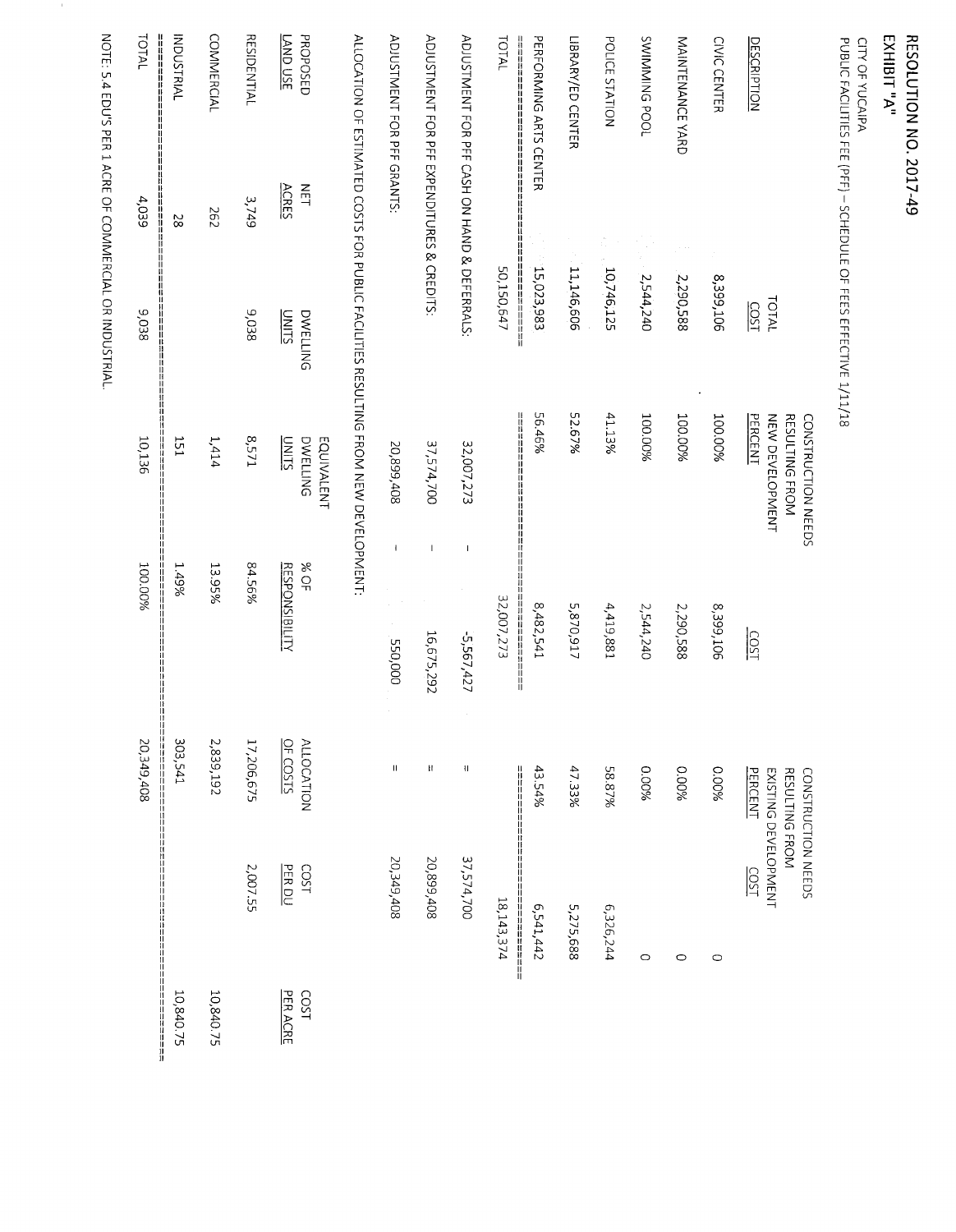# RESOLUTION NO. 2017-49

## EXHIBIT "A"

CITY OF YUCAIPA

PUBLIC FACILITIES FEE (PFF) – SCHEDULE OF FEES EFFECTIVE 1/11/18

| DESCRIPTION | TOTAL COST | CONSTRUCTION NEEDS RESULTING FROM NEW DEVELOPMENT PERCENT | COST | CONSTRUCTION NEEDS RESULTING FROM EXISTING DEVELOPMENT PERCENT | COST |
|---|---|---|---|---|---|
| CIVIC CENTER | 8,399,106 | 100.00% | 8,399,106 | 0.00% | 0 |
| MAINTENANCE YARD | 2,290,588 | 100.00% | 2,290,588 | 0.00% | 0 |
| SWIMMING POOL | 2,544,240 | 100.00% | 2,544,240 | 0.00% | 0 |
| POLICE STATION | 10,746,125 | 41.13% | 4,419,881 | 58.87% | 6,326,244 |
| LIBRARY/ED CENTER | 11,146,606 | 52.67% | 5,870,917 | 47.33% | 5,275,688 |
| PERFORMING ARTS CENTER | 15,023,983 | 56.46% | 8,482,541 | 43.54% | 6,541,442 |
| TOTAL | 50,150,647 | | 32,007,273 | | 18,143,374 |

| | | | | |
|---|---|---|---|---|
| ADJUSTMENT FOR PFF CASH ON HAND & DEFERRALS: | 32,007,273 | - | -5,567,427 | = 37,574,700 |
| ADJUSTMENT FOR PFF EXPENDITURES & CREDITS: | 37,574,700 | - | 16,675,292 | = 20,899,408 |
| ADJUSTMENT FOR PFF GRANTS: | 20,899,408 | - | 550,000 | = 20,349,408 |

ALLOCATION OF ESTIMATED COSTS FOR PUBLIC FACILITIES RESULTING FROM NEW DEVELOPMENT:

| PROPOSED LAND USE | NET ACRES | DWELLING UNITS | EQUIVALENT DWELLING UNITS | % OF RESPONSIBILITY | ALLOCATION OF COSTS | COST PER DU | COST PER ACRE |
|---|---|---|---|---|---|---|---|
| RESIDENTIAL | 3,749 | 9,038 | 8,571 | 84.56% | 17,206,675 | 2,007.55 | |
| COMMERCIAL | 262 | | 1,414 | 13.95% | 2,839,192 | | 10,840.75 |
| INDUSTRIAL | 28 | | 151 | 1.49% | 303,541 | | 10,840.75 |
| TOTAL | 4,039 | 9,038 | 10,136 | 100.00% | 20,349,408 | | |

NOTE: 5.4 EDU'S PER 1 ACRE OF COMMERCIAL OR INDUSTRIAL.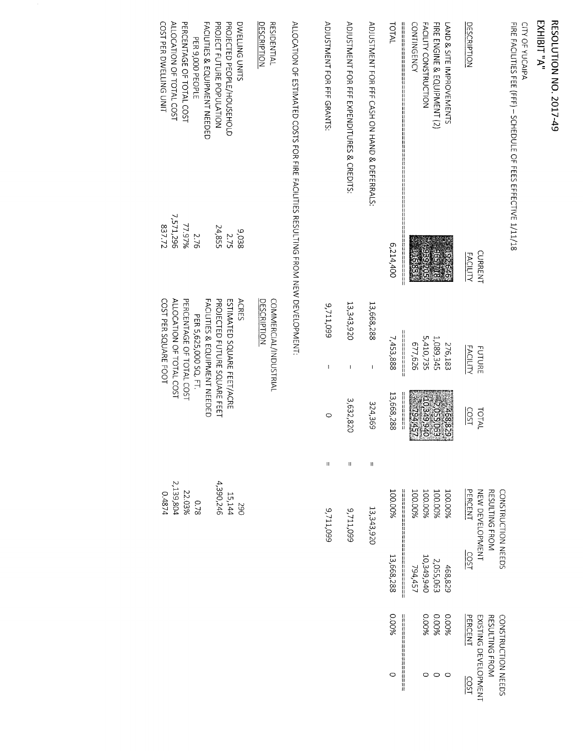# RESOLUTION NO. 2017-49

## EXHIBIT "A"

CITY OF YUCAIPA

FIRE FACILITIES FEE (FFF) – SCHEDULE OF FEES EFFECTIVE 1/11/18

| DESCRIPTION | CURRENT FACILITY | FUTURE FACILITY | TOTAL COST | CONSTRUCTION NEEDS RESULTING FROM NEW DEVELOPMENT PERCENT | CONSTRUCTION NEEDS RESULTING FROM NEW DEVELOPMENT COST | CONSTRUCTION NEEDS RESULTING FROM EXISTING DEVELOPMENT PERCENT | CONSTRUCTION NEEDS RESULTING FROM EXISTING DEVELOPMENT COST |
|---|---|---|---|---|---|---|---|
| LAND & SITE IMPROVEMENTS | 192,646 | 276,183 | 468,829 | 100.00% | 468,829 | 0.00% | 0 |
| FIRE ENGINE & EQUIPMENT (2) | 965,718 | 1,089,345 | 2,055,063 | 100.00% | 2,055,063 | 0.00% | 0 |
| FACILITY CONSTRUCTION | 4,939,205 | 5,410,735 | 10,349,940 | 100.00% | 10,349,940 | 0.00% | 0 |
| CONTINGENCY | 116,831 | 677,626 | 794,457 | 100.00% | 794,457 | | |
| TOTAL | 6,214,400 | 7,453,888 | 13,668,288 | 100.00% | 13,668,288 | 0.00% | 0 |
| ADJUSTMENT FOR FFF CASH ON HAND & DEFERRALS: | | 13,668,288 | – 324,369 | = | 13,343,920 | | |
| ADJUSTMENT FOR FFF EXPENDITURES & CREDITS: | | 13,343,920 | – 3,632,820 | = | 9,711,099 | | |
| ADJUSTMENT FOR FFF GRANTS: | | 9,711,099 | – 0 | = | 9,711,099 | | |

ALLOCATION OF ESTIMATED COSTS FOR FIRE FACILITIES RESULTING FROM NEW DEVELOPMENT:

| RESIDENTIAL DESCRIPTION | | COMMERCIAL/INDUSTRIAL DESCRIPTION | |
|---|---|---|---|
| DWELLING UNITS | 9,038 | ACRES | 290 |
| PROJECTED PEOPLE/HOUSEHOLD | 2.75 | ESTIMATED SQUARE FEET/ACRE | 15,144 |
| PROJECT FUTURE POPULATION | 24,855 | PROJECTED FUTURE SQUARE FEET | 4,390,246 |
| FACILITIES & EQUIPMENT NEEDED PER 9,000 PEOPLE | 2.76 | FACILITIES & EQUIPMENT NEEDED PER 5,625,000 SQ. FT. | 0.78 |
| PERCENTAGE OF TOTAL COST | 77.97% | PERCENTAGE OF TOTAL COST | 22.03% |
| ALLOCATION OF TOTAL COST | 7,571,296 | ALLOCATION OF TOTAL COST | 2,139,804 |
| COST PER DWELLING UNIT | 837.72 | COST PER SQUARE FOOT | 0.4874 |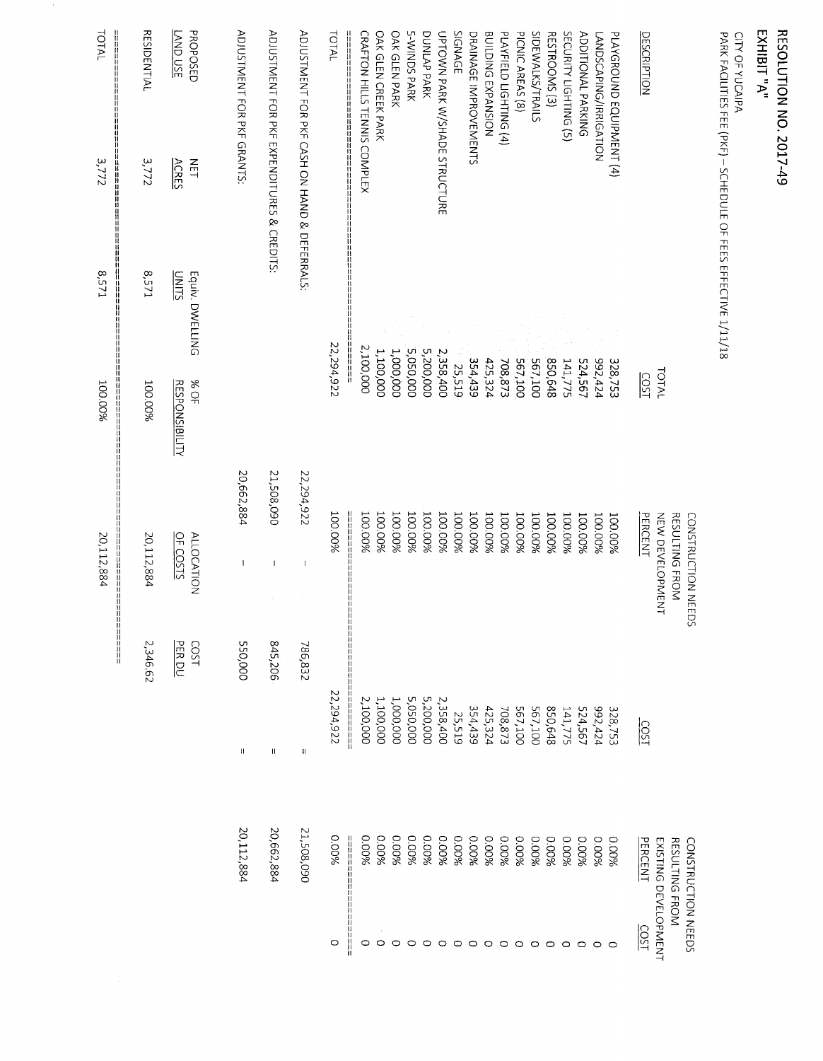# RESOLUTION NO. 2017-49

## EXHIBIT "A"

CITY OF YUCAIPA

PARK FACILITIES FEE (PKF) – SCHEDULE OF FEES EFFECTIVE 1/11/18

| DESCRIPTION | TOTAL COST | CONSTRUCTION NEEDS RESULTING FROM NEW DEVELOPMENT PERCENT | COST | CONSTRUCTION NEEDS RESULTING FROM EXISTING DEVELOPMENT PERCENT | COST |
|---|---|---|---|---|---|
| PLAYGROUND EQUIPMENT (4) | 328,753 | 100.00% | 328,753 | 0.00% | 0 |
| LANDSCAPING/IRRIGATION | 992,424 | 100.00% | 992,424 | 0.00% | 0 |
| ADDITIONAL PARKING | 524,567 | 100.00% | 524,567 | 0.00% | 0 |
| SECURITY LIGHTING (5) | 141,775 | 100.00% | 141,775 | 0.00% | 0 |
| RESTROOMS (3) | 850,648 | 100.00% | 850,648 | 0.00% | 0 |
| SIDEWALKS/TRAILS | 567,100 | 100.00% | 567,100 | 0.00% | 0 |
| PICNIC AREAS (8) | 567,100 | 100.00% | 567,100 | 0.00% | 0 |
| PLAYFIELD LIGHTING (4) | 708,873 | 100.00% | 708,873 | 0.00% | 0 |
| BUILDING EXPANSION | 425,324 | 100.00% | 425,324 | 0.00% | 0 |
| DRAINAGE IMPROVEMENTS | 354,439 | 100.00% | 354,439 | 0.00% | 0 |
| SIGNAGE | 25,519 | 100.00% | 25,519 | 0.00% | 0 |
| UPTOWN PARK W/SHADE STRUCTURE | 2,358,400 | 100.00% | 2,358,400 | 0.00% | 0 |
| DUNLAP PARK | 5,200,000 | 100.00% | 5,200,000 | 0.00% | 0 |
| 5-WINDS PARK | 5,050,000 | 100.00% | 5,050,000 | 0.00% | 0 |
| OAK GLEN PARK | 1,000,000 | 100.00% | 1,000,000 | 0.00% | 0 |
| OAK GLEN CREEK PARK | 1,100,000 | 100.00% | 1,100,000 | 0.00% | 0 |
| CRAFTON HILLS TENNIS COMPLEX | 2,100,000 | 100.00% | 2,100,000 | 0.00% | 0 |
| TOTAL | 22,294,922 | 100.00% | 22,294,922 | 0.00% | 0 |

| | | | | | |
|---|---|---|---|---|---|
| ADJUSTMENT FOR PKF CASH ON HAND & DEFERRALS: | 22,294,922 | – | 786,832 | = | 21,508,090 |
| ADJUSTMENT FOR PKF EXPENDITURES & CREDITS: | 21,508,090 | – | 845,206 | = | 20,662,884 |
| ADJUSTMENT FOR PKF GRANTS: | 20,662,884 | – | 550,000 | = | 20,112,884 |

| PROPOSED LAND USE | NET ACRES | Equiv. DWELLING UNITS | % OF RESPONSIBILITY | ALLOCATION OF COSTS | COST PER DU |
|---|---|---|---|---|---|
| RESIDENTIAL | 3,772 | 8,571 | 100.00% | 20,112,884 | 2,346.62 |
| TOTAL | 3,772 | 8,571 | 100.00% | 20,112,884 | |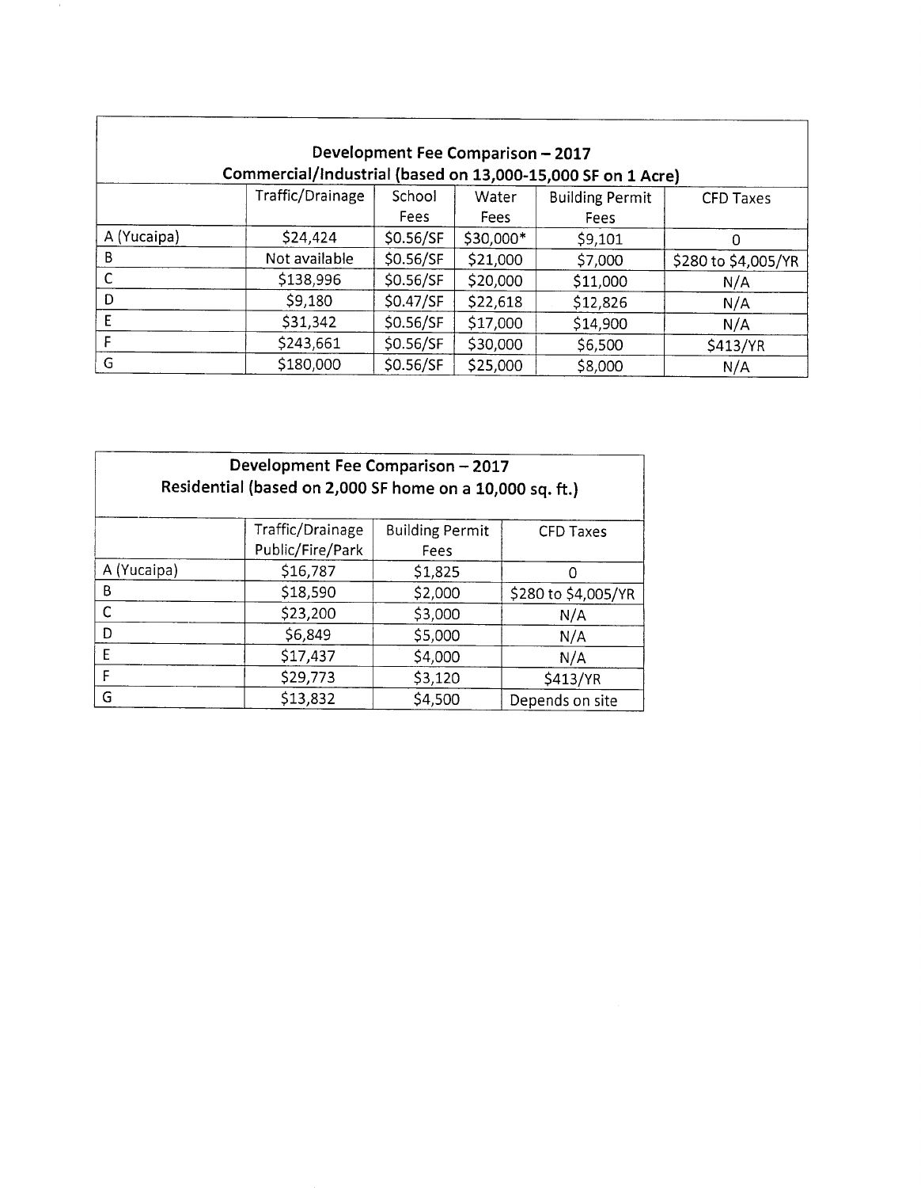| Development Fee Comparison – 2017<br>Commercial/Industrial (based on 13,000-15,000 SF on 1 Acre) | | | | | |
|---|---|---|---|---|---|
| | Traffic/Drainage | School Fees | Water Fees | Building Permit Fees | CFD Taxes |
| A (Yucaipa) | $24,424 | $0.56/SF | $30,000* | $9,101 | 0 |
| B | Not available | $0.56/SF | $21,000 | $7,000 | $280 to $4,005/YR |
| C | $138,996 | $0.56/SF | $20,000 | $11,000 | N/A |
| D | $9,180 | $0.47/SF | $22,618 | $12,826 | N/A |
| E | $31,342 | $0.56/SF | $17,000 | $14,900 | N/A |
| F | $243,661 | $0.56/SF | $30,000 | $6,500 | $413/YR |
| G | $180,000 | $0.56/SF | $25,000 | $8,000 | N/A |

| Development Fee Comparison – 2017<br>Residential (based on 2,000 SF home on a 10,000 sq. ft.) | | | |
|---|---|---|---|
| | Traffic/Drainage Public/Fire/Park | Building Permit Fees | CFD Taxes |
| A (Yucaipa) | $16,787 | $1,825 | 0 |
| B | $18,590 | $2,000 | $280 to $4,005/YR |
| C | $23,200 | $3,000 | N/A |
| D | $6,849 | $5,000 | N/A |
| E | $17,437 | $4,000 | N/A |
| F | $29,773 | $3,120 | $413/YR |
| G | $13,832 | $4,500 | Depends on site |